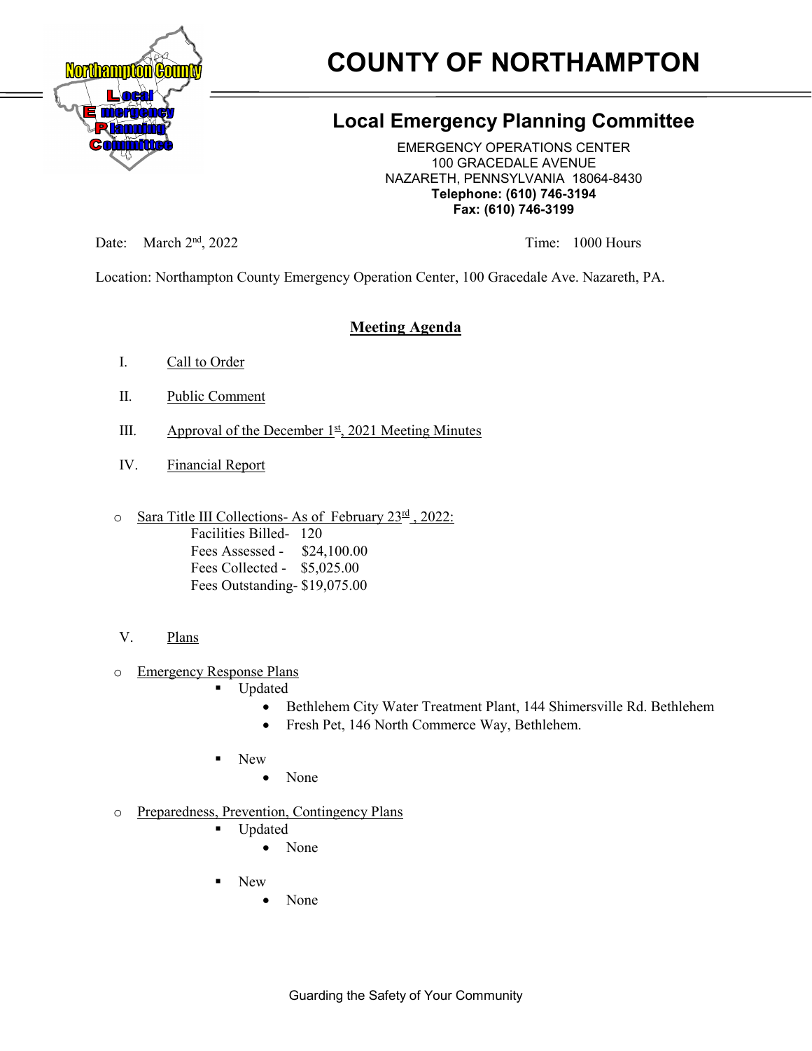# COUNTY OF NORTHAMPTON

## Local Emergency Planning Committee

EMERGENCY OPERATIONS CENTER
100 GRACEDALE AVENUE
NAZARETH, PENNSYLVANIA 18064-8430
**Telephone: (610) 746-3194**
**Fax: (610) 746-3199**

Date: March 2nd, 2022 Time: 1000 Hours

Location: Northampton County Emergency Operation Center, 100 Gracedale Ave. Nazareth, PA.

## Meeting Agenda

I. Call to Order

II. Public Comment

III. Approval of the December 1st, 2021 Meeting Minutes

IV. Financial Report

- Sara Title III Collections- As of February 23rd , 2022:
  - Facilities Billed- 120
  - Fees Assessed - $24,100.00
  - Fees Collected - $5,025.00
  - Fees Outstanding- $19,075.00

V. Plans

- Emergency Response Plans
  - Updated
    - Bethlehem City Water Treatment Plant, 144 Shimersville Rd. Bethlehem
    - Fresh Pet, 146 North Commerce Way, Bethlehem.
  - New
    - None
- Preparedness, Prevention, Contingency Plans
  - Updated
    - None
  - New
    - None

Guarding the Safety of Your Community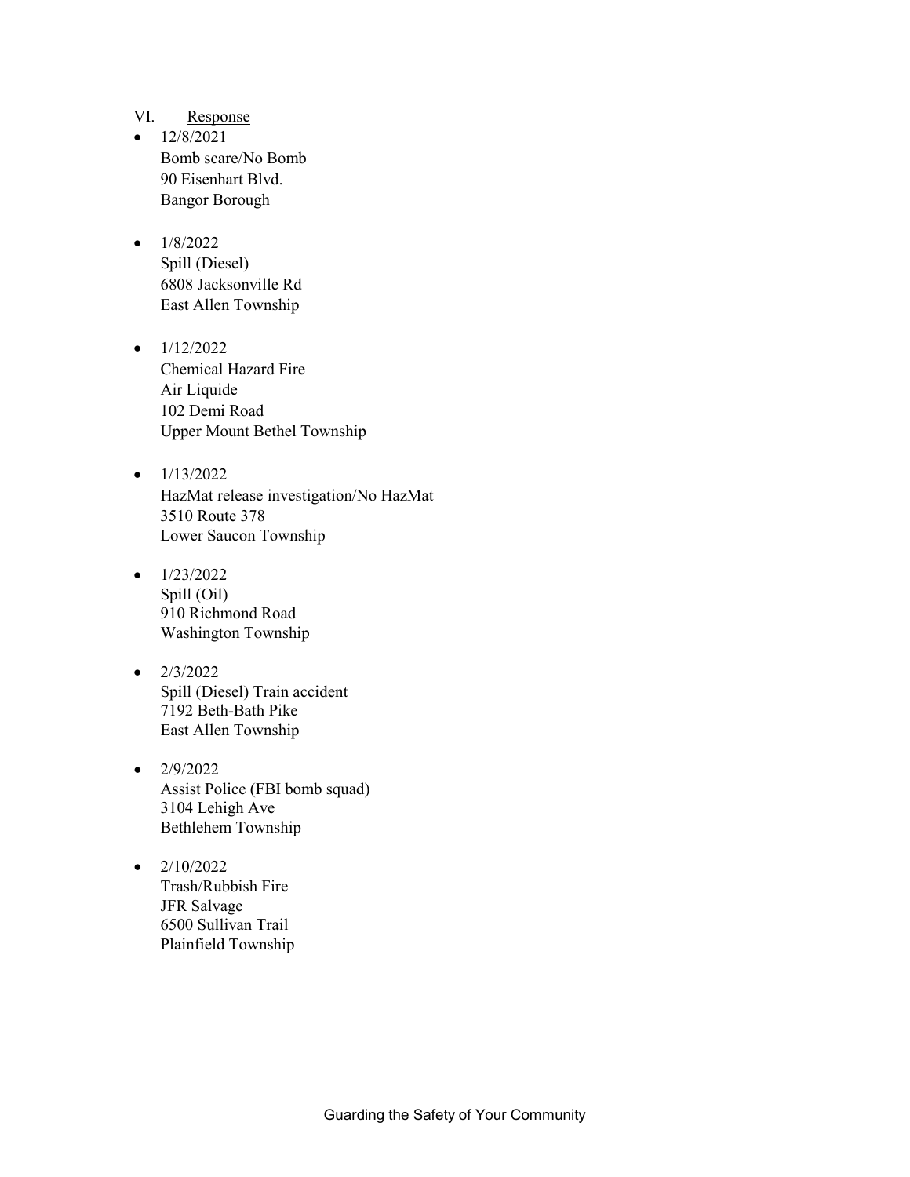## VI. <u>Response</u>

- 12/8/2021
  Bomb scare/No Bomb
  90 Eisenhart Blvd.
  Bangor Borough

- 1/8/2022
  Spill (Diesel)
  6808 Jacksonville Rd
  East Allen Township

- 1/12/2022
  Chemical Hazard Fire
  Air Liquide
  102 Demi Road
  Upper Mount Bethel Township

- 1/13/2022
  HazMat release investigation/No HazMat
  3510 Route 378
  Lower Saucon Township

- 1/23/2022
  Spill (Oil)
  910 Richmond Road
  Washington Township

- 2/3/2022
  Spill (Diesel) Train accident
  7192 Beth-Bath Pike
  East Allen Township

- 2/9/2022
  Assist Police (FBI bomb squad)
  3104 Lehigh Ave
  Bethlehem Township

- 2/10/2022
  Trash/Rubbish Fire
  JFR Salvage
  6500 Sullivan Trail
  Plainfield Township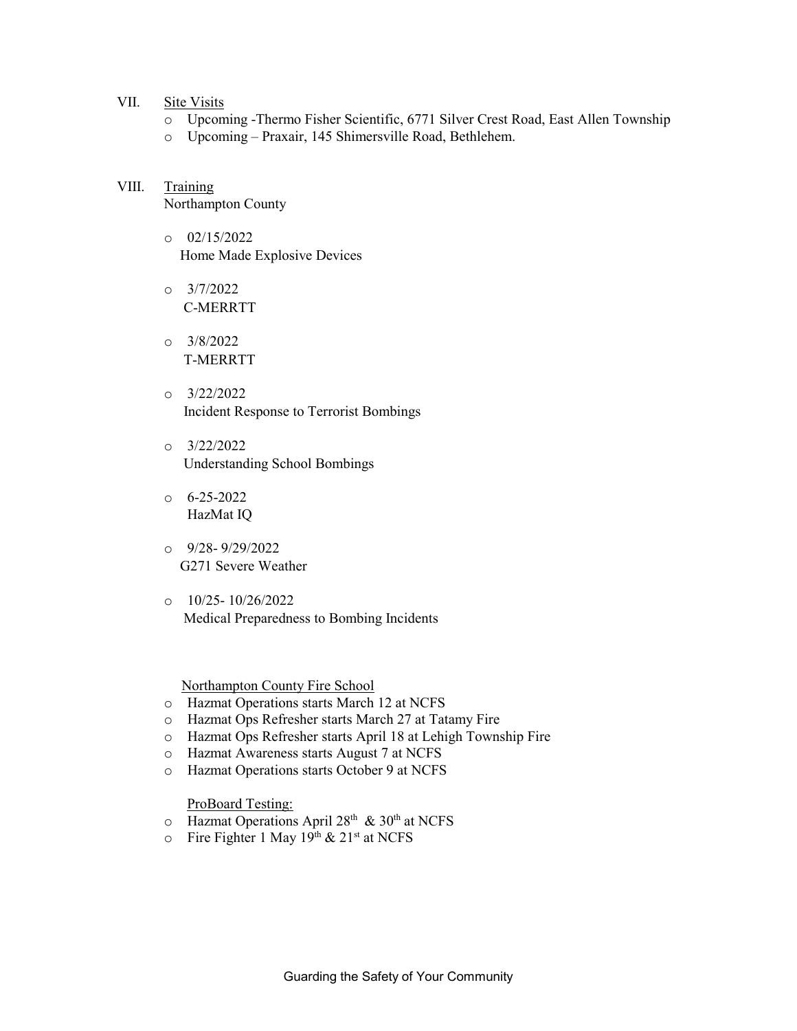VII. Site Visits

- Upcoming -Thermo Fisher Scientific, 6771 Silver Crest Road, East Allen Township
- Upcoming – Praxair, 145 Shimersville Road, Bethlehem.

VIII. Training

Northampton County

- 02/15/2022
  Home Made Explosive Devices
- 3/7/2022
  C-MERRTT
- 3/8/2022
  T-MERRTT
- 3/22/2022
  Incident Response to Terrorist Bombings
- 3/22/2022
  Understanding School Bombings
- 6-25-2022
  HazMat IQ
- 9/28- 9/29/2022
  G271 Severe Weather
- 10/25- 10/26/2022
  Medical Preparedness to Bombing Incidents

Northampton County Fire School

- Hazmat Operations starts March 12 at NCFS
- Hazmat Ops Refresher starts March 27 at Tatamy Fire
- Hazmat Ops Refresher starts April 18 at Lehigh Township Fire
- Hazmat Awareness starts August 7 at NCFS
- Hazmat Operations starts October 9 at NCFS

ProBoard Testing:

- Hazmat Operations April 28th & 30th at NCFS
- Fire Fighter 1 May 19th & 21st at NCFS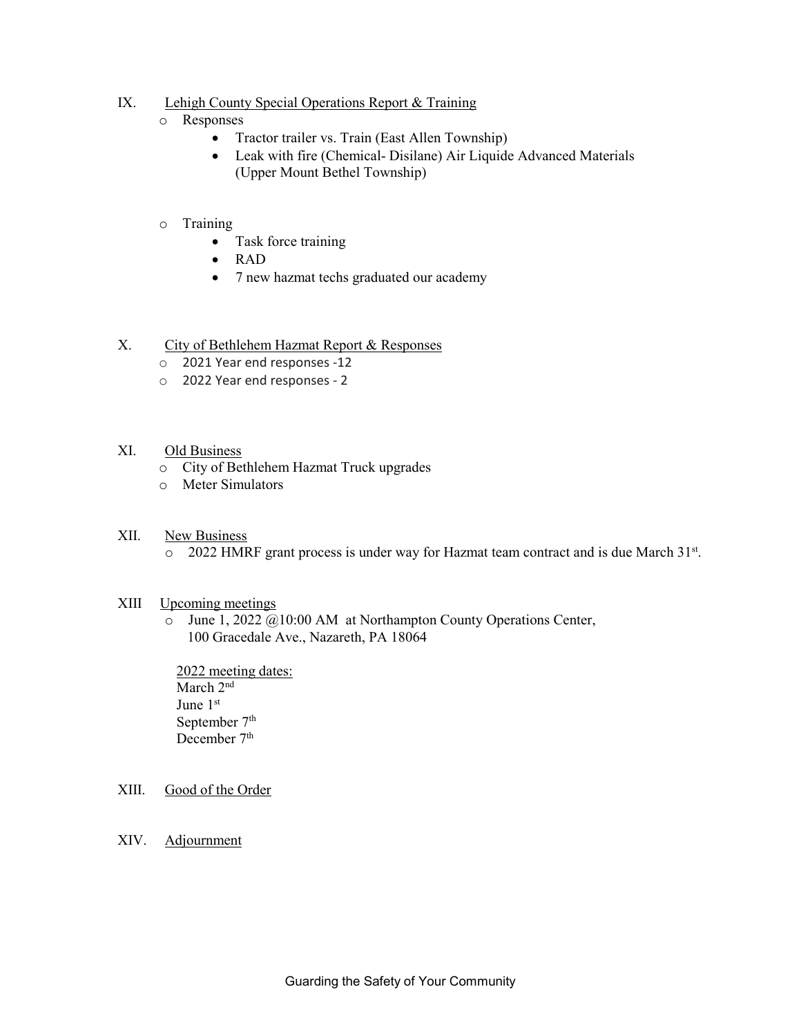IX. Lehigh County Special Operations Report & Training

- Responses
  - Tractor trailer vs. Train (East Allen Township)
  - Leak with fire (Chemical- Disilane) Air Liquide Advanced Materials (Upper Mount Bethel Township)
- Training
  - Task force training
  - RAD
  - 7 new hazmat techs graduated our academy

X. City of Bethlehem Hazmat Report & Responses

- 2021 Year end responses -12
- 2022 Year end responses - 2

XI. Old Business

- City of Bethlehem Hazmat Truck upgrades
- Meter Simulators

XII. New Business

- 2022 HMRF grant process is under way for Hazmat team contract and is due March 31st.

XIII Upcoming meetings

- June 1, 2022 @10:00 AM at Northampton County Operations Center, 100 Gracedale Ave., Nazareth, PA 18064

2022 meeting dates:
March 2nd
June 1st
September 7th
December 7th

XIII. Good of the Order

XIV. Adjournment